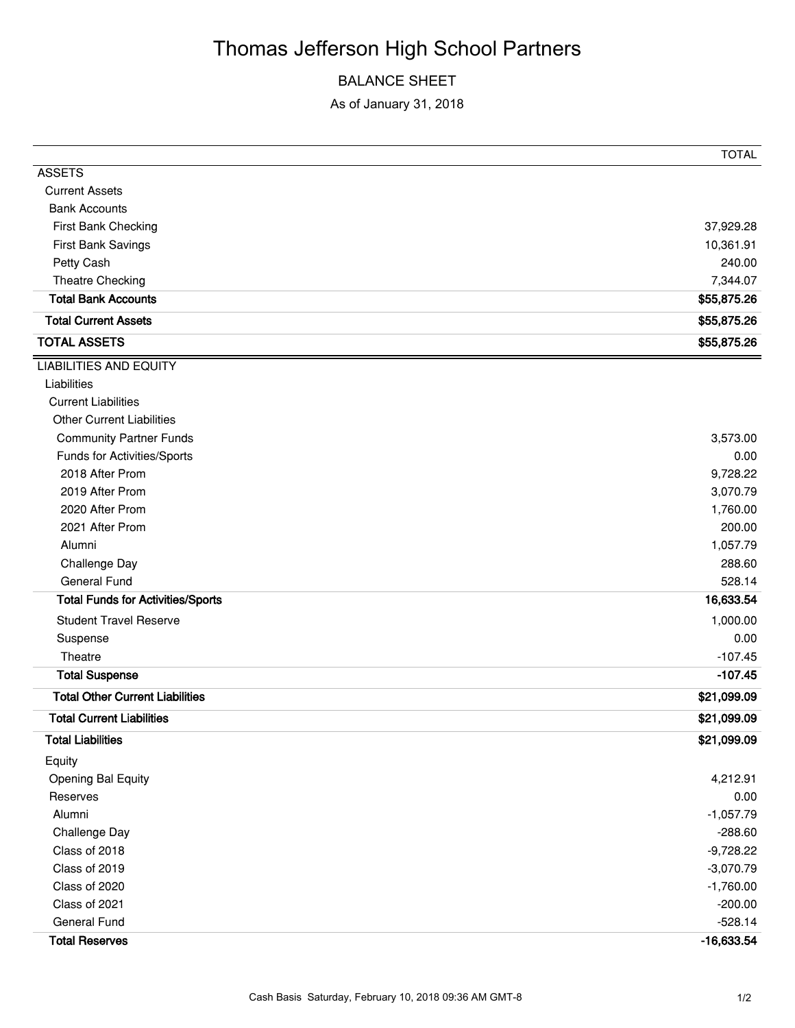# Thomas Jefferson High School Partners

## BALANCE SHEET

As of January 31, 2018

| | TOTAL |
|---|---|
| ASSETS | |
| Current Assets | |
| Bank Accounts | |
| First Bank Checking | 37,929.28 |
| First Bank Savings | 10,361.91 |
| Petty Cash | 240.00 |
| Theatre Checking | 7,344.07 |
| **Total Bank Accounts** | **$55,875.26** |
| **Total Current Assets** | **$55,875.26** |
| **TOTAL ASSETS** | **$55,875.26** |
| LIABILITIES AND EQUITY | |
| Liabilities | |
| Current Liabilities | |
| Other Current Liabilities | |
| Community Partner Funds | 3,573.00 |
| Funds for Activities/Sports | 0.00 |
| 2018 After Prom | 9,728.22 |
| 2019 After Prom | 3,070.79 |
| 2020 After Prom | 1,760.00 |
| 2021 After Prom | 200.00 |
| Alumni | 1,057.79 |
| Challenge Day | 288.60 |
| General Fund | 528.14 |
| **Total Funds for Activities/Sports** | **16,633.54** |
| Student Travel Reserve | 1,000.00 |
| Suspense | 0.00 |
| Theatre | -107.45 |
| **Total Suspense** | **-107.45** |
| **Total Other Current Liabilities** | **$21,099.09** |
| **Total Current Liabilities** | **$21,099.09** |
| **Total Liabilities** | **$21,099.09** |
| Equity | |
| Opening Bal Equity | 4,212.91 |
| Reserves | 0.00 |
| Alumni | -1,057.79 |
| Challenge Day | -288.60 |
| Class of 2018 | -9,728.22 |
| Class of 2019 | -3,070.79 |
| Class of 2020 | -1,760.00 |
| Class of 2021 | -200.00 |
| General Fund | -528.14 |
| **Total Reserves** | **-16,633.54** |

Cash Basis Saturday, February 10, 2018 09:36 AM GMT-8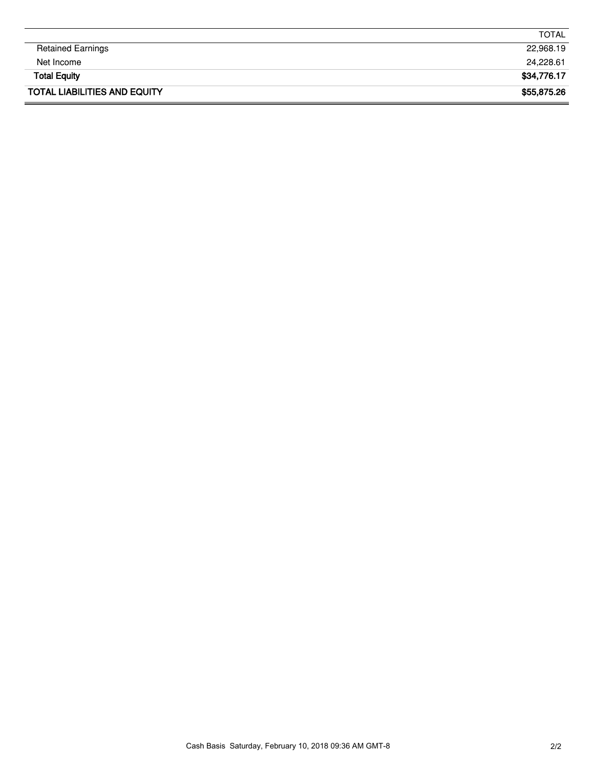| | TOTAL |
|---|---|
| Retained Earnings | 22,968.19 |
| Net Income | 24,228.61 |
| **Total Equity** | **$34,776.17** |
| **TOTAL LIABILITIES AND EQUITY** | **$55,875.26** |

Cash Basis Saturday, February 10, 2018 09:36 AM GMT-8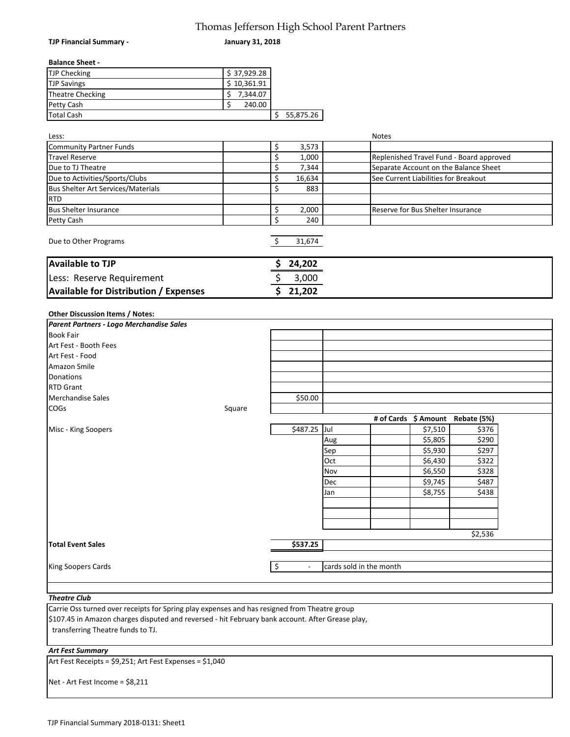# Thomas Jefferson High School Parent Partners

**TJP Financial Summary -** **January 31, 2018**

**Balance Sheet -**

| | | |
|---|---|---|
| TJP Checking | $ 37,929.28 | |
| TJP Savings | $ 10,361.91 | |
| Theatre Checking | $ 7,344.07 | |
| Petty Cash | $ 240.00 | |
| Total Cash | | $ 55,875.26 |

| Less: | | | Notes |
|---|---|---|---|
| Community Partner Funds | | $ 3,573 | |
| Travel Reserve | | $ 1,000 | Replenished Travel Fund - Board approved |
| Due to TJ Theatre | | $ 7,344 | Separate Account on the Balance Sheet |
| Due to Activities/Sports/Clubs | | $ 16,634 | See Current Liabilities for Breakout |
| Bus Shelter Art Services/Materials | | $ 883 | |
| RTD | | | |
| Bus Shelter Insurance | | $ 2,000 | Reserve for Bus Shelter Insurance |
| Petty Cash | | $ 240 | |

| | |
|---|---|
| Due to Other Programs | $ 31,674 |

| | |
|---|---|
| **Available to TJP** | **$ 24,202** |
| Less: Reserve Requirement | $ 3,000 |
| **Available for Distribution / Expenses** | **$ 21,202** |

**Other Discussion Items / Notes:**

| | | | | # of Cards | $ Amount | Rebate (5%) |
|---|---|---|---|---|---|---|
| ***Parent Partners - Logo Merchandise Sales*** | | | | | | |
| Book Fair | | | | | | |
| Art Fest - Booth Fees | | | | | | |
| Art Fest - Food | | | | | | |
| Amazon Smile | | | | | | |
| Donations | | | | | | |
| RTD Grant | | | | | | |
| Merchandise Sales | | $50.00 | | | | |
| COGs | Square | | | | | |
| Misc - King Soopers | | $487.25 | Jul | | $7,510 | $376 |
| | | | Aug | | $5,805 | $290 |
| | | | Sep | | $5,930 | $297 |
| | | | Oct | | $6,430 | $322 |
| | | | Nov | | $6,550 | $328 |
| | | | Dec | | $9,745 | $487 |
| | | | Jan | | $8,755 | $438 |
| | | | | | | $2,536 |
| **Total Event Sales** | | **$537.25** | | | | |
| King Soopers Cards | | $ - | cards sold in the month | | | |

***Theatre Club***

Carrie Oss turned over receipts for Spring play expenses and has resigned from Theatre group
$107.45 in Amazon charges disputed and reversed - hit February bank account. After Grease play,
transferring Theatre funds to TJ.

***Art Fest Summary***

Art Fest Receipts = $9,251; Art Fest Expenses = $1,040

Net - Art Fest Income = $8,211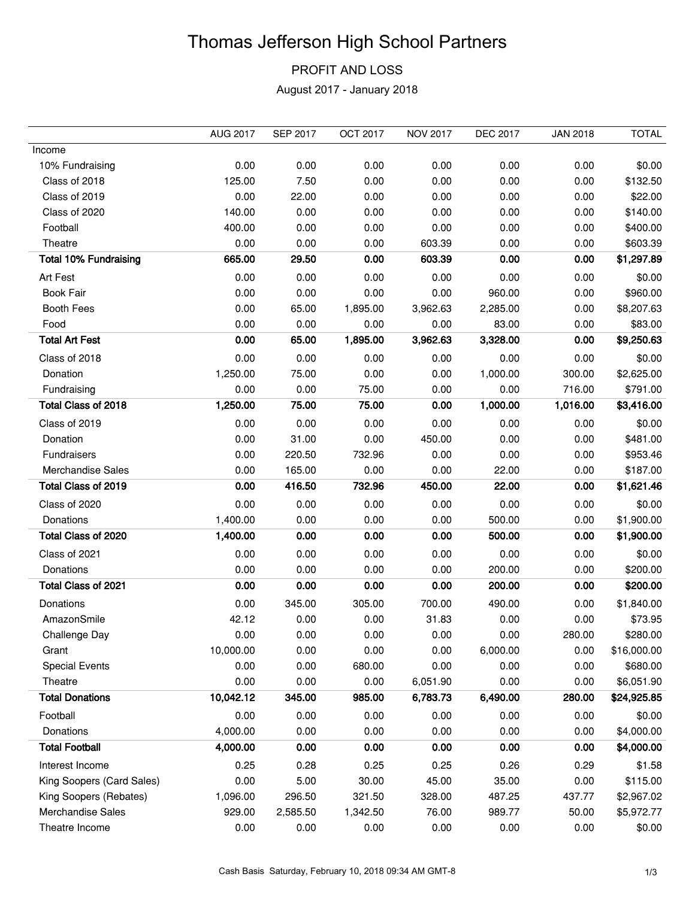# Thomas Jefferson High School Partners

## PROFIT AND LOSS

August 2017 - January 2018

| | AUG 2017 | SEP 2017 | OCT 2017 | NOV 2017 | DEC 2017 | JAN 2018 | TOTAL |
|---|---|---|---|---|---|---|---|
| Income | | | | | | | |
| 10% Fundraising | 0.00 | 0.00 | 0.00 | 0.00 | 0.00 | 0.00 | $0.00 |
| Class of 2018 | 125.00 | 7.50 | 0.00 | 0.00 | 0.00 | 0.00 | $132.50 |
| Class of 2019 | 0.00 | 22.00 | 0.00 | 0.00 | 0.00 | 0.00 | $22.00 |
| Class of 2020 | 140.00 | 0.00 | 0.00 | 0.00 | 0.00 | 0.00 | $140.00 |
| Football | 400.00 | 0.00 | 0.00 | 0.00 | 0.00 | 0.00 | $400.00 |
| Theatre | 0.00 | 0.00 | 0.00 | 603.39 | 0.00 | 0.00 | $603.39 |
| **Total 10% Fundraising** | **665.00** | **29.50** | **0.00** | **603.39** | **0.00** | **0.00** | **$1,297.89** |
| Art Fest | 0.00 | 0.00 | 0.00 | 0.00 | 0.00 | 0.00 | $0.00 |
| Book Fair | 0.00 | 0.00 | 0.00 | 0.00 | 960.00 | 0.00 | $960.00 |
| Booth Fees | 0.00 | 65.00 | 1,895.00 | 3,962.63 | 2,285.00 | 0.00 | $8,207.63 |
| Food | 0.00 | 0.00 | 0.00 | 0.00 | 83.00 | 0.00 | $83.00 |
| **Total Art Fest** | **0.00** | **65.00** | **1,895.00** | **3,962.63** | **3,328.00** | **0.00** | **$9,250.63** |
| Class of 2018 | 0.00 | 0.00 | 0.00 | 0.00 | 0.00 | 0.00 | $0.00 |
| Donation | 1,250.00 | 75.00 | 0.00 | 0.00 | 1,000.00 | 300.00 | $2,625.00 |
| Fundraising | 0.00 | 0.00 | 75.00 | 0.00 | 0.00 | 716.00 | $791.00 |
| **Total Class of 2018** | **1,250.00** | **75.00** | **75.00** | **0.00** | **1,000.00** | **1,016.00** | **$3,416.00** |
| Class of 2019 | 0.00 | 0.00 | 0.00 | 0.00 | 0.00 | 0.00 | $0.00 |
| Donation | 0.00 | 31.00 | 0.00 | 450.00 | 0.00 | 0.00 | $481.00 |
| Fundraisers | 0.00 | 220.50 | 732.96 | 0.00 | 0.00 | 0.00 | $953.46 |
| Merchandise Sales | 0.00 | 165.00 | 0.00 | 0.00 | 22.00 | 0.00 | $187.00 |
| **Total Class of 2019** | **0.00** | **416.50** | **732.96** | **450.00** | **22.00** | **0.00** | **$1,621.46** |
| Class of 2020 | 0.00 | 0.00 | 0.00 | 0.00 | 0.00 | 0.00 | $0.00 |
| Donations | 1,400.00 | 0.00 | 0.00 | 0.00 | 500.00 | 0.00 | $1,900.00 |
| **Total Class of 2020** | **1,400.00** | **0.00** | **0.00** | **0.00** | **500.00** | **0.00** | **$1,900.00** |
| Class of 2021 | 0.00 | 0.00 | 0.00 | 0.00 | 0.00 | 0.00 | $0.00 |
| Donations | 0.00 | 0.00 | 0.00 | 0.00 | 200.00 | 0.00 | $200.00 |
| **Total Class of 2021** | **0.00** | **0.00** | **0.00** | **0.00** | **200.00** | **0.00** | **$200.00** |
| Donations | 0.00 | 345.00 | 305.00 | 700.00 | 490.00 | 0.00 | $1,840.00 |
| AmazonSmile | 42.12 | 0.00 | 0.00 | 31.83 | 0.00 | 0.00 | $73.95 |
| Challenge Day | 0.00 | 0.00 | 0.00 | 0.00 | 0.00 | 280.00 | $280.00 |
| Grant | 10,000.00 | 0.00 | 0.00 | 0.00 | 6,000.00 | 0.00 | $16,000.00 |
| Special Events | 0.00 | 0.00 | 680.00 | 0.00 | 0.00 | 0.00 | $680.00 |
| Theatre | 0.00 | 0.00 | 0.00 | 6,051.90 | 0.00 | 0.00 | $6,051.90 |
| **Total Donations** | **10,042.12** | **345.00** | **985.00** | **6,783.73** | **6,490.00** | **280.00** | **$24,925.85** |
| Football | 0.00 | 0.00 | 0.00 | 0.00 | 0.00 | 0.00 | $0.00 |
| Donations | 4,000.00 | 0.00 | 0.00 | 0.00 | 0.00 | 0.00 | $4,000.00 |
| **Total Football** | **4,000.00** | **0.00** | **0.00** | **0.00** | **0.00** | **0.00** | **$4,000.00** |
| Interest Income | 0.25 | 0.28 | 0.25 | 0.25 | 0.26 | 0.29 | $1.58 |
| King Soopers (Card Sales) | 0.00 | 5.00 | 30.00 | 45.00 | 35.00 | 0.00 | $115.00 |
| King Soopers (Rebates) | 1,096.00 | 296.50 | 321.50 | 328.00 | 487.25 | 437.77 | $2,967.02 |
| Merchandise Sales | 929.00 | 2,585.50 | 1,342.50 | 76.00 | 989.77 | 50.00 | $5,972.77 |
| Theatre Income | 0.00 | 0.00 | 0.00 | 0.00 | 0.00 | 0.00 | $0.00 |

Cash Basis Saturday, February 10, 2018 09:34 AM GMT-8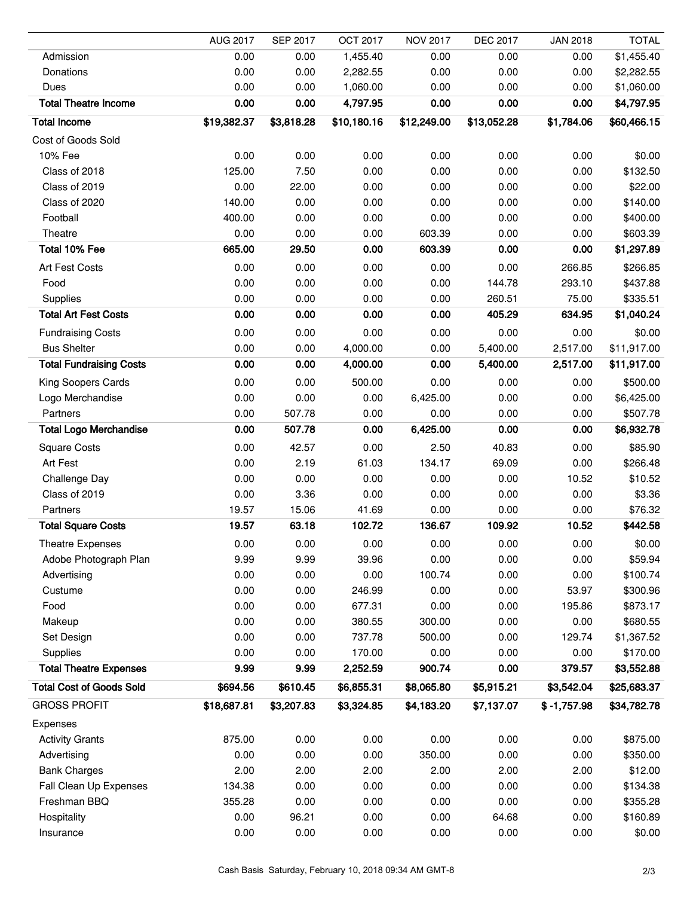|  | AUG 2017 | SEP 2017 | OCT 2017 | NOV 2017 | DEC 2017 | JAN 2018 | TOTAL |
|---|---|---|---|---|---|---|---|
| Admission | 0.00 | 0.00 | 1,455.40 | 0.00 | 0.00 | 0.00 | $1,455.40 |
| Donations | 0.00 | 0.00 | 2,282.55 | 0.00 | 0.00 | 0.00 | $2,282.55 |
| Dues | 0.00 | 0.00 | 1,060.00 | 0.00 | 0.00 | 0.00 | $1,060.00 |
| **Total Theatre Income** | **0.00** | **0.00** | **4,797.95** | **0.00** | **0.00** | **0.00** | **$4,797.95** |
| **Total Income** | **$19,382.37** | **$3,818.28** | **$10,180.16** | **$12,249.00** | **$13,052.28** | **$1,784.06** | **$60,466.15** |
| Cost of Goods Sold |  |  |  |  |  |  |  |
| 10% Fee | 0.00 | 0.00 | 0.00 | 0.00 | 0.00 | 0.00 | $0.00 |
| Class of 2018 | 125.00 | 7.50 | 0.00 | 0.00 | 0.00 | 0.00 | $132.50 |
| Class of 2019 | 0.00 | 22.00 | 0.00 | 0.00 | 0.00 | 0.00 | $22.00 |
| Class of 2020 | 140.00 | 0.00 | 0.00 | 0.00 | 0.00 | 0.00 | $140.00 |
| Football | 400.00 | 0.00 | 0.00 | 0.00 | 0.00 | 0.00 | $400.00 |
| Theatre | 0.00 | 0.00 | 0.00 | 603.39 | 0.00 | 0.00 | $603.39 |
| **Total 10% Fee** | **665.00** | **29.50** | **0.00** | **603.39** | **0.00** | **0.00** | **$1,297.89** |
| Art Fest Costs | 0.00 | 0.00 | 0.00 | 0.00 | 0.00 | 266.85 | $266.85 |
| Food | 0.00 | 0.00 | 0.00 | 0.00 | 144.78 | 293.10 | $437.88 |
| Supplies | 0.00 | 0.00 | 0.00 | 0.00 | 260.51 | 75.00 | $335.51 |
| **Total Art Fest Costs** | **0.00** | **0.00** | **0.00** | **0.00** | **405.29** | **634.95** | **$1,040.24** |
| Fundraising Costs | 0.00 | 0.00 | 0.00 | 0.00 | 0.00 | 0.00 | $0.00 |
| Bus Shelter | 0.00 | 0.00 | 4,000.00 | 0.00 | 5,400.00 | 2,517.00 | $11,917.00 |
| **Total Fundraising Costs** | **0.00** | **0.00** | **4,000.00** | **0.00** | **5,400.00** | **2,517.00** | **$11,917.00** |
| King Soopers Cards | 0.00 | 0.00 | 500.00 | 0.00 | 0.00 | 0.00 | $500.00 |
| Logo Merchandise | 0.00 | 0.00 | 0.00 | 6,425.00 | 0.00 | 0.00 | $6,425.00 |
| Partners | 0.00 | 507.78 | 0.00 | 0.00 | 0.00 | 0.00 | $507.78 |
| **Total Logo Merchandise** | **0.00** | **507.78** | **0.00** | **6,425.00** | **0.00** | **0.00** | **$6,932.78** |
| Square Costs | 0.00 | 42.57 | 0.00 | 2.50 | 40.83 | 0.00 | $85.90 |
| Art Fest | 0.00 | 2.19 | 61.03 | 134.17 | 69.09 | 0.00 | $266.48 |
| Challenge Day | 0.00 | 0.00 | 0.00 | 0.00 | 0.00 | 10.52 | $10.52 |
| Class of 2019 | 0.00 | 3.36 | 0.00 | 0.00 | 0.00 | 0.00 | $3.36 |
| Partners | 19.57 | 15.06 | 41.69 | 0.00 | 0.00 | 0.00 | $76.32 |
| **Total Square Costs** | **19.57** | **63.18** | **102.72** | **136.67** | **109.92** | **10.52** | **$442.58** |
| Theatre Expenses | 0.00 | 0.00 | 0.00 | 0.00 | 0.00 | 0.00 | $0.00 |
| Adobe Photograph Plan | 9.99 | 9.99 | 39.96 | 0.00 | 0.00 | 0.00 | $59.94 |
| Advertising | 0.00 | 0.00 | 0.00 | 100.74 | 0.00 | 0.00 | $100.74 |
| Custume | 0.00 | 0.00 | 246.99 | 0.00 | 0.00 | 53.97 | $300.96 |
| Food | 0.00 | 0.00 | 677.31 | 0.00 | 0.00 | 195.86 | $873.17 |
| Makeup | 0.00 | 0.00 | 380.55 | 300.00 | 0.00 | 0.00 | $680.55 |
| Set Design | 0.00 | 0.00 | 737.78 | 500.00 | 0.00 | 129.74 | $1,367.52 |
| Supplies | 0.00 | 0.00 | 170.00 | 0.00 | 0.00 | 0.00 | $170.00 |
| **Total Theatre Expenses** | **9.99** | **9.99** | **2,252.59** | **900.74** | **0.00** | **379.57** | **$3,552.88** |
| **Total Cost of Goods Sold** | **$694.56** | **$610.45** | **$6,855.31** | **$8,065.80** | **$5,915.21** | **$3,542.04** | **$25,683.37** |
| GROSS PROFIT | **$18,687.81** | **$3,207.83** | **$3,324.85** | **$4,183.20** | **$7,137.07** | **$ -1,757.98** | **$34,782.78** |
| Expenses |  |  |  |  |  |  |  |
| Activity Grants | 875.00 | 0.00 | 0.00 | 0.00 | 0.00 | 0.00 | $875.00 |
| Advertising | 0.00 | 0.00 | 0.00 | 350.00 | 0.00 | 0.00 | $350.00 |
| Bank Charges | 2.00 | 2.00 | 2.00 | 2.00 | 2.00 | 2.00 | $12.00 |
| Fall Clean Up Expenses | 134.38 | 0.00 | 0.00 | 0.00 | 0.00 | 0.00 | $134.38 |
| Freshman BBQ | 355.28 | 0.00 | 0.00 | 0.00 | 0.00 | 0.00 | $355.28 |
| Hospitality | 0.00 | 96.21 | 0.00 | 0.00 | 64.68 | 0.00 | $160.89 |
| Insurance | 0.00 | 0.00 | 0.00 | 0.00 | 0.00 | 0.00 | $0.00 |

Cash Basis Saturday, February 10, 2018 09:34 AM GMT-8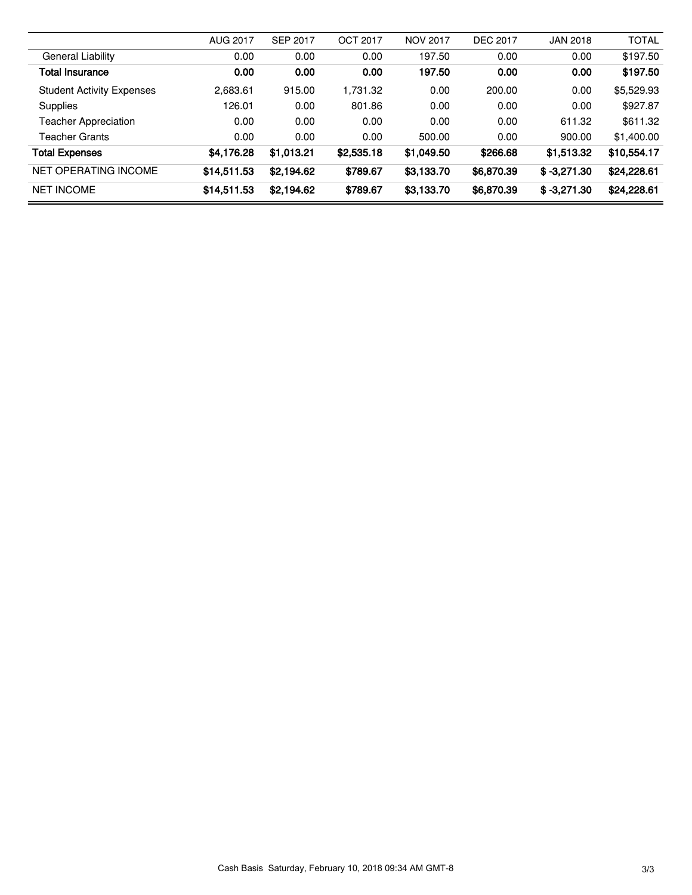| | AUG 2017 | SEP 2017 | OCT 2017 | NOV 2017 | DEC 2017 | JAN 2018 | TOTAL |
|---|---|---|---|---|---|---|---|
| General Liability | 0.00 | 0.00 | 0.00 | 197.50 | 0.00 | 0.00 | $197.50 |
| **Total Insurance** | **0.00** | **0.00** | **0.00** | **197.50** | **0.00** | **0.00** | **$197.50** |
| Student Activity Expenses | 2,683.61 | 915.00 | 1,731.32 | 0.00 | 200.00 | 0.00 | $5,529.93 |
| Supplies | 126.01 | 0.00 | 801.86 | 0.00 | 0.00 | 0.00 | $927.87 |
| Teacher Appreciation | 0.00 | 0.00 | 0.00 | 0.00 | 0.00 | 611.32 | $611.32 |
| Teacher Grants | 0.00 | 0.00 | 0.00 | 500.00 | 0.00 | 900.00 | $1,400.00 |
| **Total Expenses** | **$4,176.28** | **$1,013.21** | **$2,535.18** | **$1,049.50** | **$266.68** | **$1,513.32** | **$10,554.17** |
| NET OPERATING INCOME | **$14,511.53** | **$2,194.62** | **$789.67** | **$3,133.70** | **$6,870.39** | **$ -3,271.30** | **$24,228.61** |
| NET INCOME | **$14,511.53** | **$2,194.62** | **$789.67** | **$3,133.70** | **$6,870.39** | **$ -3,271.30** | **$24,228.61** |

Cash Basis Saturday, February 10, 2018 09:34 AM GMT-8